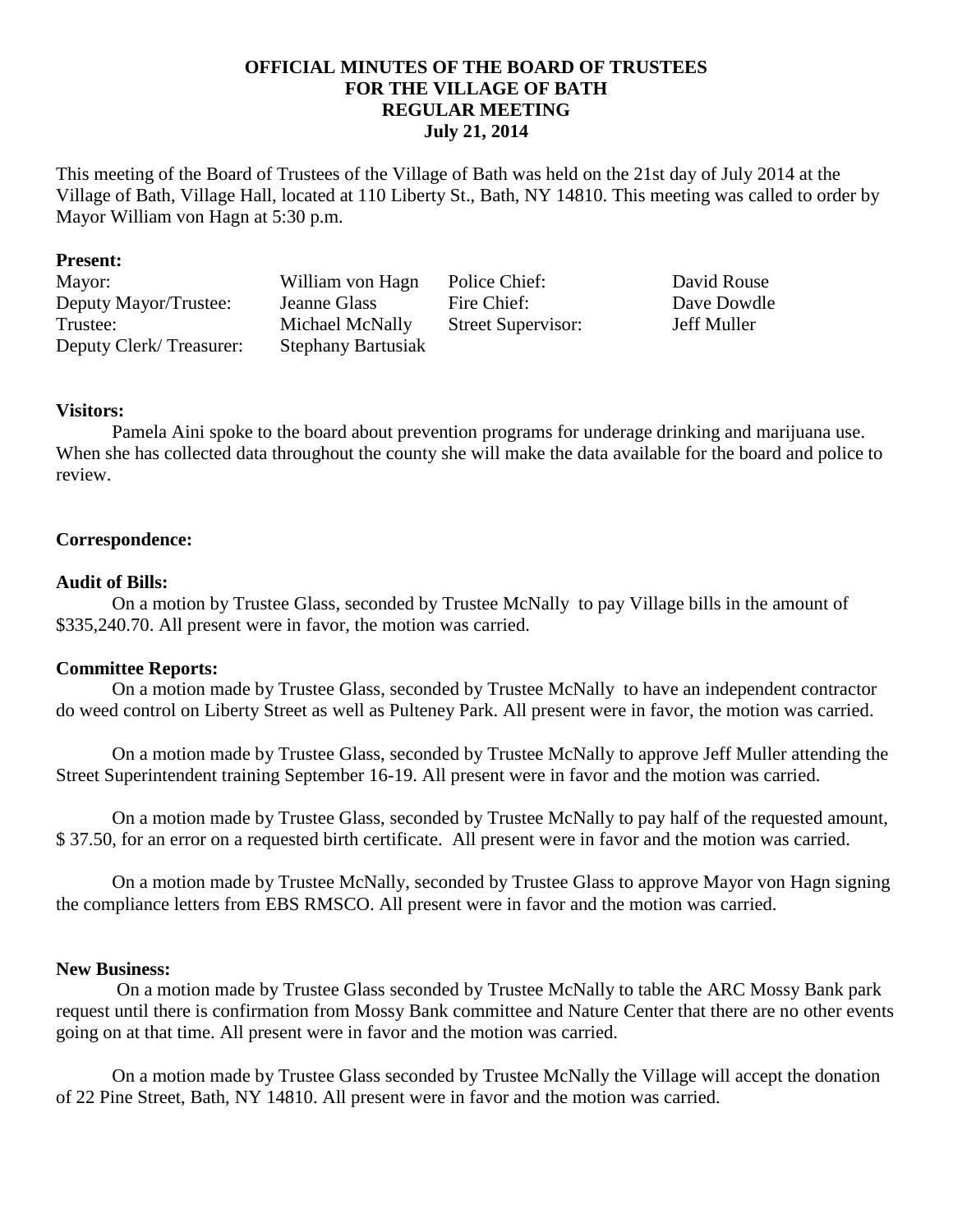# OFFICIAL MINUTES OF THE BOARD OF TRUSTEES
# FOR THE VILLAGE OF BATH
# REGULAR MEETING
# July 21, 2014

This meeting of the Board of Trustees of the Village of Bath was held on the 21st day of July 2014 at the Village of Bath, Village Hall, located at 110 Liberty St., Bath, NY 14810. This meeting was called to order by Mayor William von Hagn at 5:30 p.m.

**Present:**

| | | | |
|---|---|---|---|
| Mayor: | William von Hagn | Police Chief: | David Rouse |
| Deputy Mayor/Trustee: | Jeanne Glass | Fire Chief: | Dave Dowdle |
| Trustee: | Michael McNally | Street Supervisor: | Jeff Muller |
| Deputy Clerk/ Treasurer: | Stephany Bartusiak | | |

**Visitors:**

Pamela Aini spoke to the board about prevention programs for underage drinking and marijuana use. When she has collected data throughout the county she will make the data available for the board and police to review.

**Correspondence:**

**Audit of Bills:**

On a motion by Trustee Glass, seconded by Trustee McNally to pay Village bills in the amount of $335,240.70. All present were in favor, the motion was carried.

**Committee Reports:**

On a motion made by Trustee Glass, seconded by Trustee McNally to have an independent contractor do weed control on Liberty Street as well as Pulteney Park. All present were in favor, the motion was carried.

On a motion made by Trustee Glass, seconded by Trustee McNally to approve Jeff Muller attending the Street Superintendent training September 16-19. All present were in favor and the motion was carried.

On a motion made by Trustee Glass, seconded by Trustee McNally to pay half of the requested amount, $ 37.50, for an error on a requested birth certificate. All present were in favor and the motion was carried.

On a motion made by Trustee McNally, seconded by Trustee Glass to approve Mayor von Hagn signing the compliance letters from EBS RMSCO. All present were in favor and the motion was carried.

**New Business:**

On a motion made by Trustee Glass seconded by Trustee McNally to table the ARC Mossy Bank park request until there is confirmation from Mossy Bank committee and Nature Center that there are no other events going on at that time. All present were in favor and the motion was carried.

On a motion made by Trustee Glass seconded by Trustee McNally the Village will accept the donation of 22 Pine Street, Bath, NY 14810. All present were in favor and the motion was carried.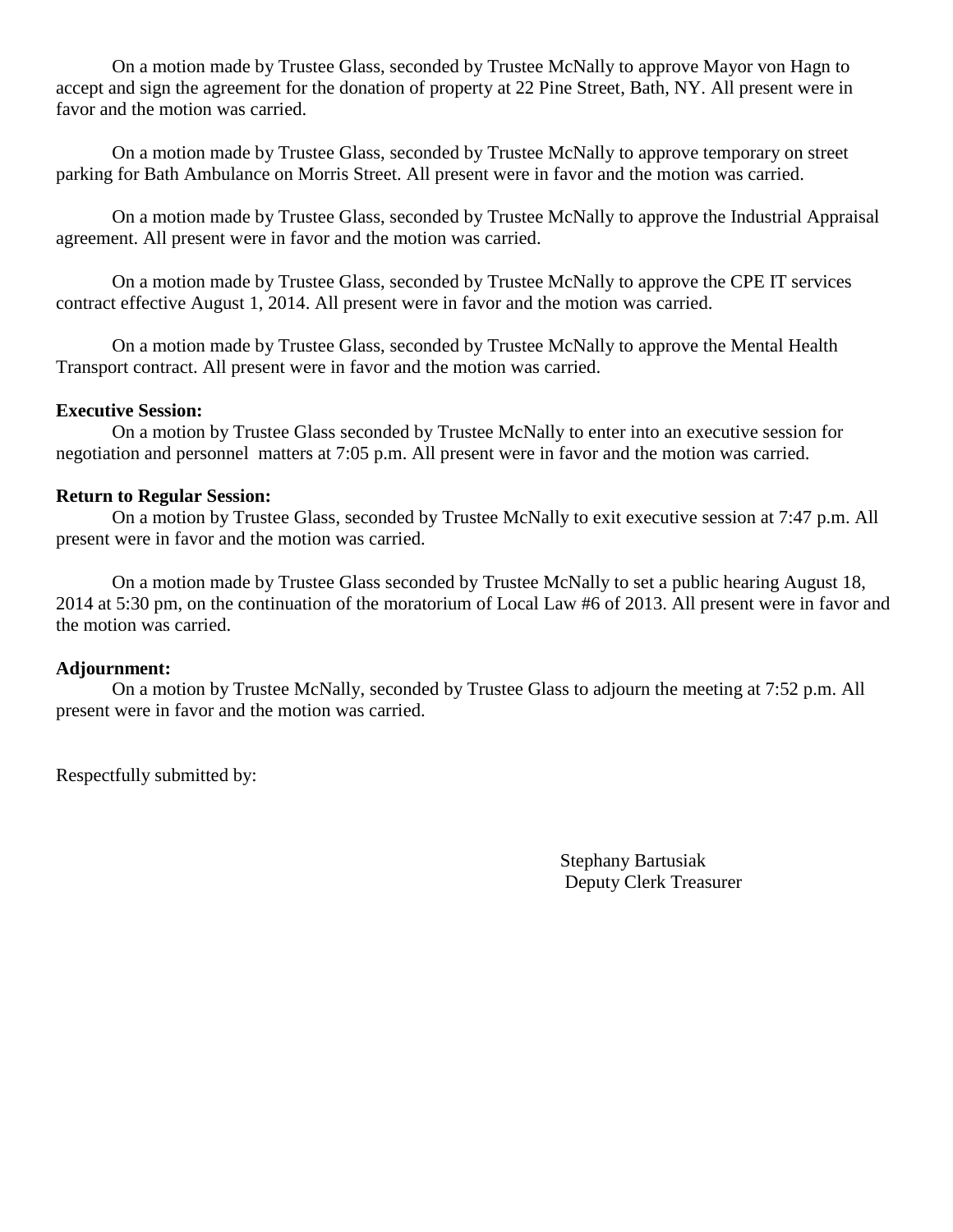On a motion made by Trustee Glass, seconded by Trustee McNally to approve Mayor von Hagn to accept and sign the agreement for the donation of property at 22 Pine Street, Bath, NY. All present were in favor and the motion was carried.

On a motion made by Trustee Glass, seconded by Trustee McNally to approve temporary on street parking for Bath Ambulance on Morris Street. All present were in favor and the motion was carried.

On a motion made by Trustee Glass, seconded by Trustee McNally to approve the Industrial Appraisal agreement. All present were in favor and the motion was carried.

On a motion made by Trustee Glass, seconded by Trustee McNally to approve the CPE IT services contract effective August 1, 2014. All present were in favor and the motion was carried.

On a motion made by Trustee Glass, seconded by Trustee McNally to approve the Mental Health Transport contract. All present were in favor and the motion was carried.

**Executive Session:**

On a motion by Trustee Glass seconded by Trustee McNally to enter into an executive session for negotiation and personnel matters at 7:05 p.m. All present were in favor and the motion was carried.

**Return to Regular Session:**

On a motion by Trustee Glass, seconded by Trustee McNally to exit executive session at 7:47 p.m. All present were in favor and the motion was carried.

On a motion made by Trustee Glass seconded by Trustee McNally to set a public hearing August 18, 2014 at 5:30 pm, on the continuation of the moratorium of Local Law #6 of 2013. All present were in favor and the motion was carried.

**Adjournment:**

On a motion by Trustee McNally, seconded by Trustee Glass to adjourn the meeting at 7:52 p.m. All present were in favor and the motion was carried.

Respectfully submitted by:

Stephany Bartusiak
Deputy Clerk Treasurer